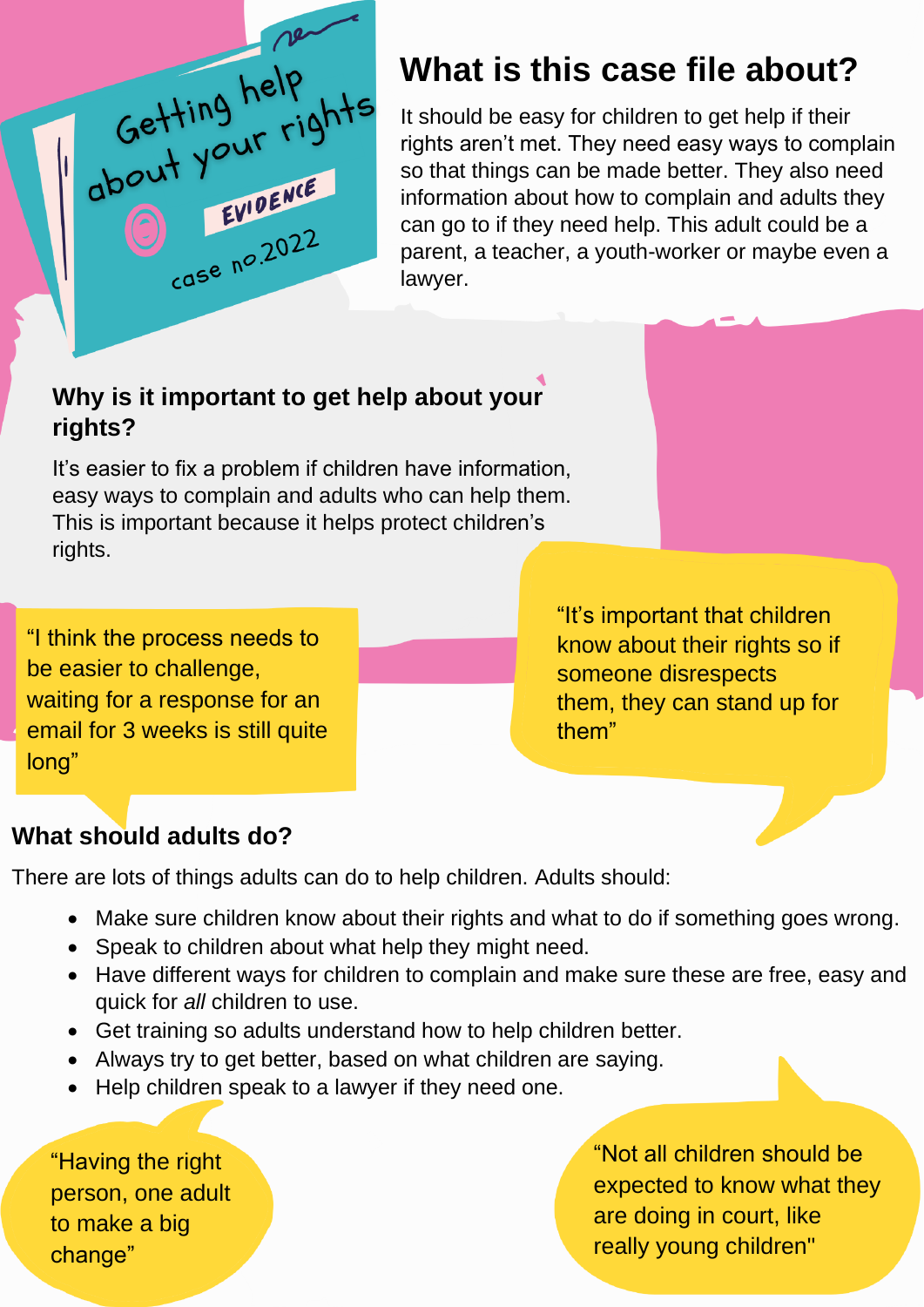Getting help about your rights

EVIDENCE

case no.2022

## What is this case file about?

It should be easy for children to get help if their rights aren't met. They need easy ways to complain so that things can be made better. They also need information about how to complain and adults they can go to if they need help. This adult could be a parent, a teacher, a youth-worker or maybe even a lawyer.

### Why is it important to get help about your rights?

It's easier to fix a problem if children have information, easy ways to complain and adults who can help them. This is important because it helps protect children's rights.

"I think the process needs to be easier to challenge, waiting for a response for an email for 3 weeks is still quite long"

"It's important that children know about their rights so if someone disrespects them, they can stand up for them"

### What should adults do?

There are lots of things adults can do to help children. Adults should:

- Make sure children know about their rights and what to do if something goes wrong.
- Speak to children about what help they might need.
- Have different ways for children to complain and make sure these are free, easy and quick for *all* children to use.
- Get training so adults understand how to help children better.
- Always try to get better, based on what children are saying.
- Help children speak to a lawyer if they need one.

"Having the right person, one adult to make a big change"

"Not all children should be expected to know what they are doing in court, like really young children"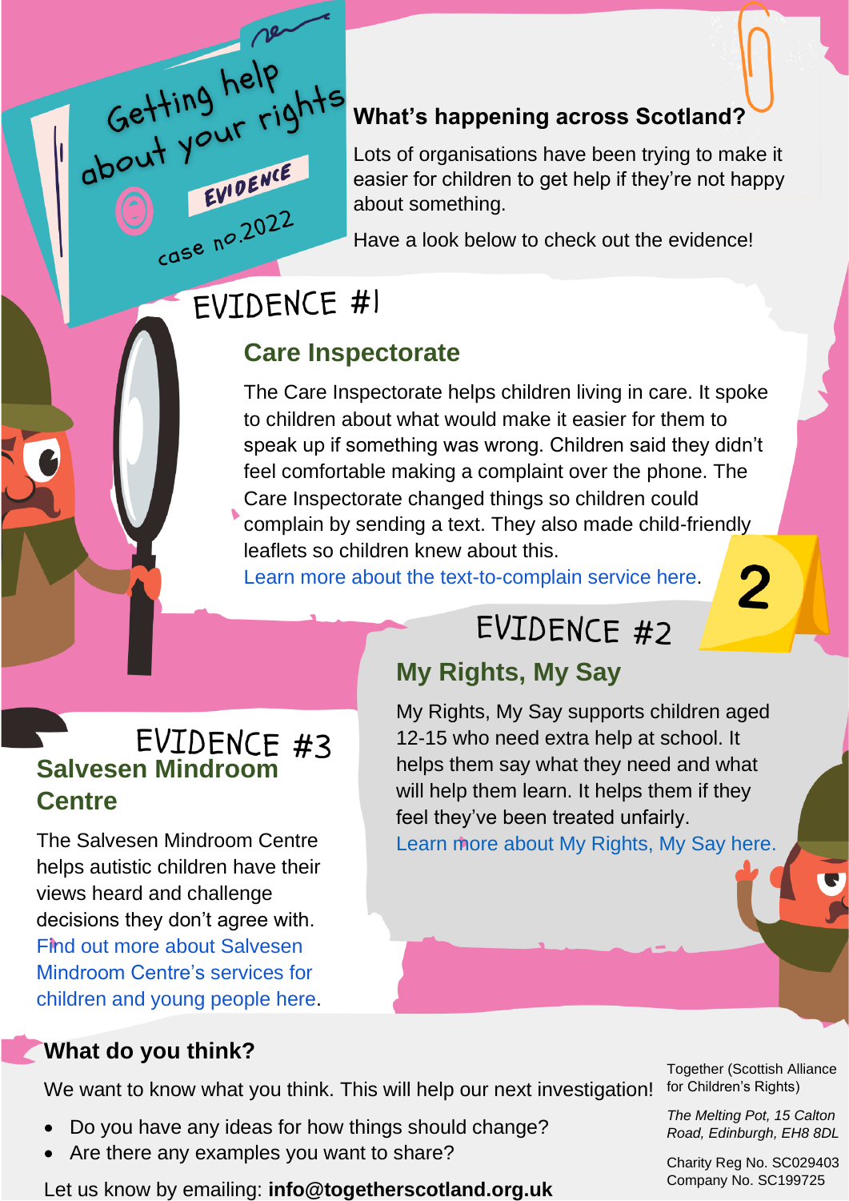Getting help about your rights

EVIDENCE

case no.2022

## What's happening across Scotland?

Lots of organisations have been trying to make it easier for children to get help if they're not happy about something.

Have a look below to check out the evidence!

# EVIDENCE #1

## Care Inspectorate

The Care Inspectorate helps children living in care. It spoke to children about what would make it easier for them to speak up if something was wrong. Children said they didn't feel comfortable making a complaint over the phone. The Care Inspectorate changed things so children could complain by sending a text. They also made child-friendly leaflets so children knew about this.

Learn more about the text-to-complain service here.

# EVIDENCE #2

## My Rights, My Say

My Rights, My Say supports children aged 12-15 who need extra help at school. It helps them say what they need and what will help them learn. It helps them if they feel they've been treated unfairly.

Learn more about My Rights, My Say here.

# EVIDENCE #3

## Salvesen Mindroom Centre

The Salvesen Mindroom Centre helps autistic children have their views heard and challenge decisions they don't agree with.

Find out more about Salvesen Mindroom Centre's services for children and young people here.

## What do you think?

We want to know what you think. This will help our next investigation!

- Do you have any ideas for how things should change?
- Are there any examples you want to share?

Let us know by emailing: **info@togetherscotland.org.uk**

Together (Scottish Alliance for Children's Rights)

*The Melting Pot, 15 Calton Road, Edinburgh, EH8 8DL*

Charity Reg No. SC029403
Company No. SC199725